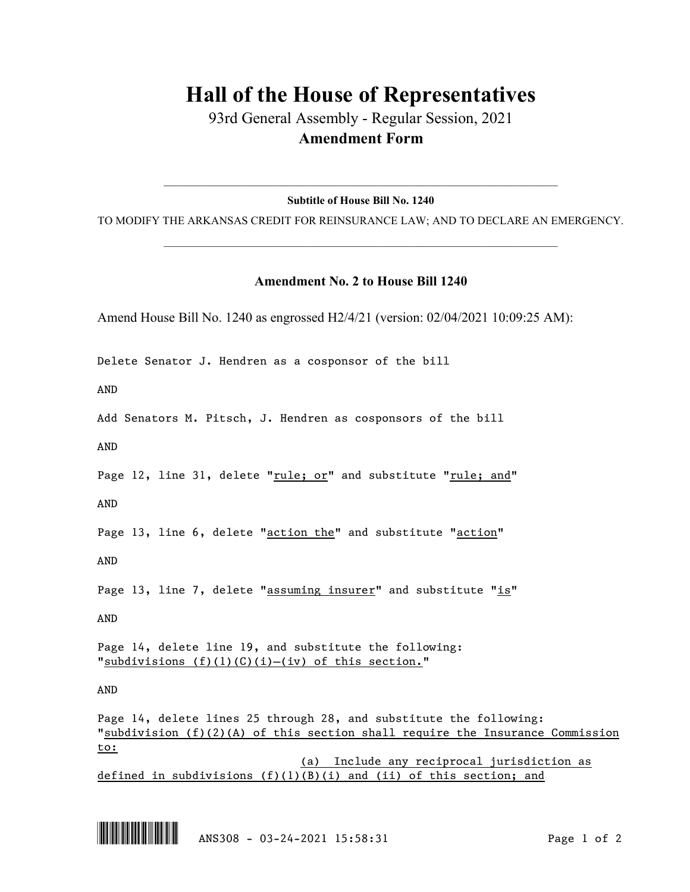# Hall of the House of Representatives

93rd General Assembly - Regular Session, 2021

**Amendment Form**

---

**Subtitle of House Bill No. 1240**

TO MODIFY THE ARKANSAS CREDIT FOR REINSURANCE LAW; AND TO DECLARE AN EMERGENCY.

---

**Amendment No. 2 to House Bill 1240**

Amend House Bill No. 1240 as engrossed H2/4/21 (version: 02/04/2021 10:09:25 AM):

Delete Senator J. Hendren as a cosponsor of the bill

AND

Add Senators M. Pitsch, J. Hendren as cosponsors of the bill

AND

Page 12, line 31, delete "rule; or" and substitute "rule; and"

AND

Page 13, line 6, delete "action the" and substitute "action"

AND

Page 13, line 7, delete "assuming insurer" and substitute "is"

AND

Page 14, delete line 19, and substitute the following:
"subdivisions (f)(1)(C)(i)–(iv) of this section."

AND

Page 14, delete lines 25 through 28, and substitute the following:
"subdivision (f)(2)(A) of this section shall require the Insurance Commission to:

(a) Include any reciprocal jurisdiction as defined in subdivisions (f)(1)(B)(i) and (ii) of this section; and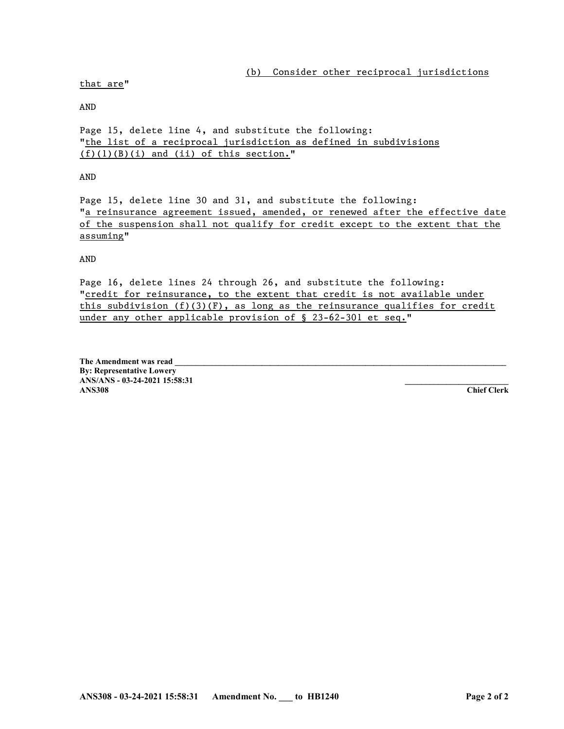(b) Consider other reciprocal jurisdictions that are"

AND

Page 15, delete line 4, and substitute the following:
"the list of a reciprocal jurisdiction as defined in subdivisions (f)(1)(B)(i) and (ii) of this section."

AND

Page 15, delete line 30 and 31, and substitute the following:
"a reinsurance agreement issued, amended, or renewed after the effective date of the suspension shall not qualify for credit except to the extent that the assuming"

AND

Page 16, delete lines 24 through 26, and substitute the following:
"credit for reinsurance, to the extent that credit is not available under this subdivision (f)(3)(F), as long as the reinsurance qualifies for credit under any other applicable provision of § 23-62-301 et seq."

**The Amendment was read** ______________________________
**By: Representative Lowery**
**ANS/ANS - 03-24-2021 15:58:31**
**ANS308**

______________________
**Chief Clerk**

**ANS308 - 03-24-2021 15:58:31 Amendment No. ___ to HB1240**